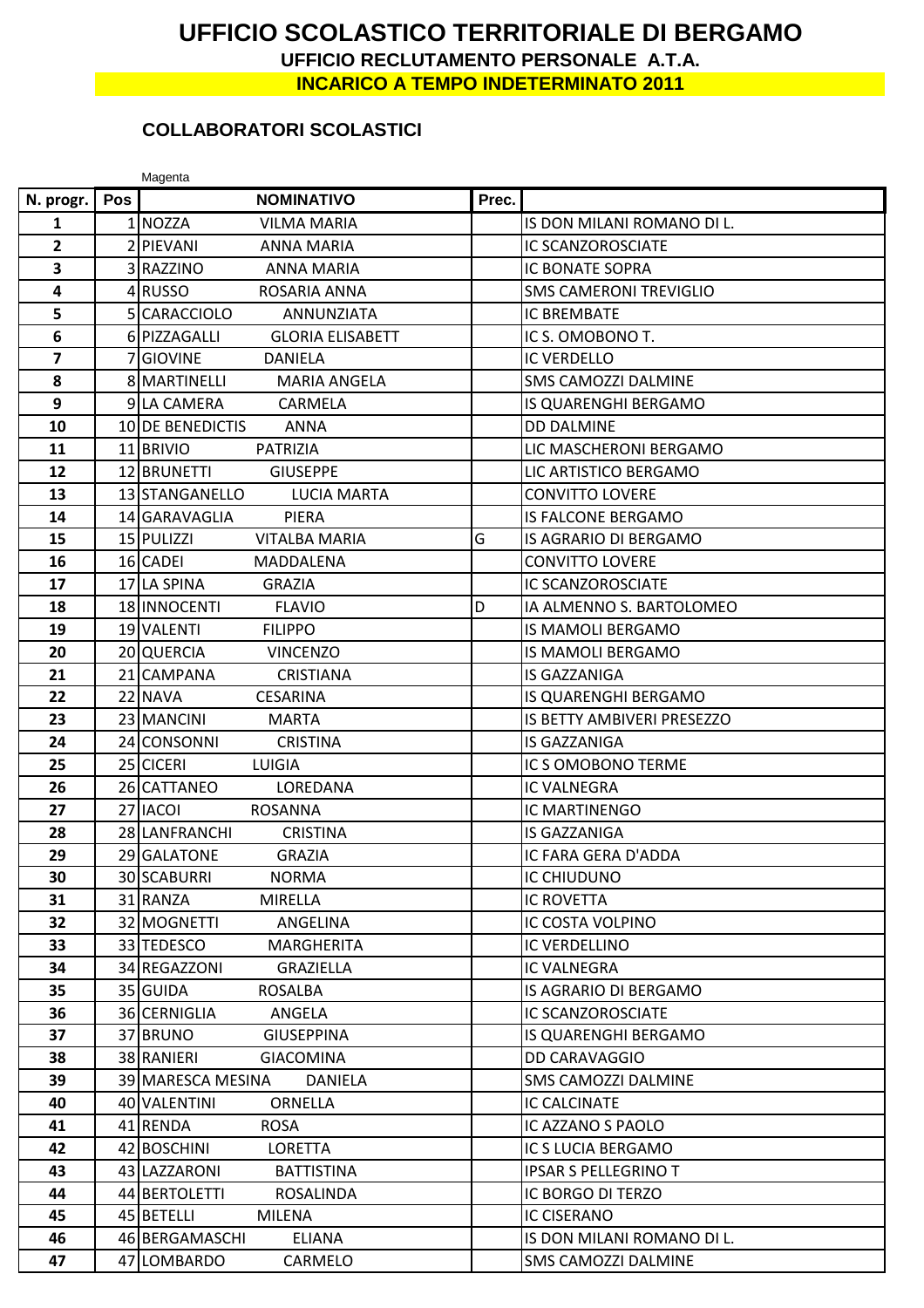# UFFICIO SCOLASTICO TERRITORIALE DI BERGAMO

**UFFICIO RECLUTAMENTO PERSONALE A.T.A.**

**INCARICO A TEMPO INDETERMINATO 2011**

## COLLABORATORI SCOLASTICI

Magenta

| N. progr. | Pos | NOMINATIVO | Prec. | |
|---|---|---|---|---|
| 1 | 1 | NOZZA VILMA MARIA | | IS DON MILANI ROMANO DI L. |
| 2 | 2 | PIEVANI ANNA MARIA | | IC SCANZOROSCIATE |
| 3 | 3 | RAZZINO ANNA MARIA | | IC BONATE SOPRA |
| 4 | 4 | RUSSO ROSARIA ANNA | | SMS CAMERONI TREVIGLIO |
| 5 | 5 | CARACCIOLO ANNUNZIATA | | IC BREMBATE |
| 6 | 6 | PIZZAGALLI GLORIA ELISABETT | | IC S. OMOBONO T. |
| 7 | 7 | GIOVINE DANIELA | | IC VERDELLO |
| 8 | 8 | MARTINELLI MARIA ANGELA | | SMS CAMOZZI DALMINE |
| 9 | 9 | LA CAMERA CARMELA | | IS QUARENGHI BERGAMO |
| 10 | 10 | DE BENEDICTIS ANNA | | DD DALMINE |
| 11 | 11 | BRIVIO PATRIZIA | | LIC MASCHERONI BERGAMO |
| 12 | 12 | BRUNETTI GIUSEPPE | | LIC ARTISTICO BERGAMO |
| 13 | 13 | STANGANELLO LUCIA MARTA | | CONVITTO LOVERE |
| 14 | 14 | GARAVAGLIA PIERA | | IS FALCONE BERGAMO |
| 15 | 15 | PULIZZI VITALBA MARIA | G | IS AGRARIO DI BERGAMO |
| 16 | 16 | CADEI MADDALENA | | CONVITTO LOVERE |
| 17 | 17 | LA SPINA GRAZIA | | IC SCANZOROSCIATE |
| 18 | 18 | INNOCENTI FLAVIO | D | IA ALMENNO S. BARTOLOMEO |
| 19 | 19 | VALENTI FILIPPO | | IS MAMOLI BERGAMO |
| 20 | 20 | QUERCIA VINCENZO | | IS MAMOLI BERGAMO |
| 21 | 21 | CAMPANA CRISTIANA | | IS GAZZANIGA |
| 22 | 22 | NAVA CESARINA | | IS QUARENGHI BERGAMO |
| 23 | 23 | MANCINI MARTA | | IS BETTY AMBIVERI PRESEZZO |
| 24 | 24 | CONSONNI CRISTINA | | IS GAZZANIGA |
| 25 | 25 | CICERI LUIGIA | | IC S OMOBONO TERME |
| 26 | 26 | CATTANEO LOREDANA | | IC VALNEGRA |
| 27 | 27 | IACOI ROSANNA | | IC MARTINENGO |
| 28 | 28 | LANFRANCHI CRISTINA | | IS GAZZANIGA |
| 29 | 29 | GALATONE GRAZIA | | IC FARA GERA D'ADDA |
| 30 | 30 | SCABURRI NORMA | | IC CHIUDUNO |
| 31 | 31 | RANZA MIRELLA | | IC ROVETTA |
| 32 | 32 | MOGNETTI ANGELINA | | IC COSTA VOLPINO |
| 33 | 33 | TEDESCO MARGHERITA | | IC VERDELLINO |
| 34 | 34 | REGAZZONI GRAZIELLA | | IC VALNEGRA |
| 35 | 35 | GUIDA ROSALBA | | IS AGRARIO DI BERGAMO |
| 36 | 36 | CERNIGLIA ANGELA | | IC SCANZOROSCIATE |
| 37 | 37 | BRUNO GIUSEPPINA | | IS QUARENGHI BERGAMO |
| 38 | 38 | RANIERI GIACOMINA | | DD CARAVAGGIO |
| 39 | 39 | MARESCA MESINA DANIELA | | SMS CAMOZZI DALMINE |
| 40 | 40 | VALENTINI ORNELLA | | IC CALCINATE |
| 41 | 41 | RENDA ROSA | | IC AZZANO S PAOLO |
| 42 | 42 | BOSCHINI LORETTA | | IC S LUCIA BERGAMO |
| 43 | 43 | LAZZARONI BATTISTINA | | IPSAR S PELLEGRINO T |
| 44 | 44 | BERTOLETTI ROSALINDA | | IC BORGO DI TERZO |
| 45 | 45 | BETELLI MILENA | | IC CISERANO |
| 46 | 46 | BERGAMASCHI ELIANA | | IS DON MILANI ROMANO DI L. |
| 47 | 47 | LOMBARDO CARMELO | | SMS CAMOZZI DALMINE |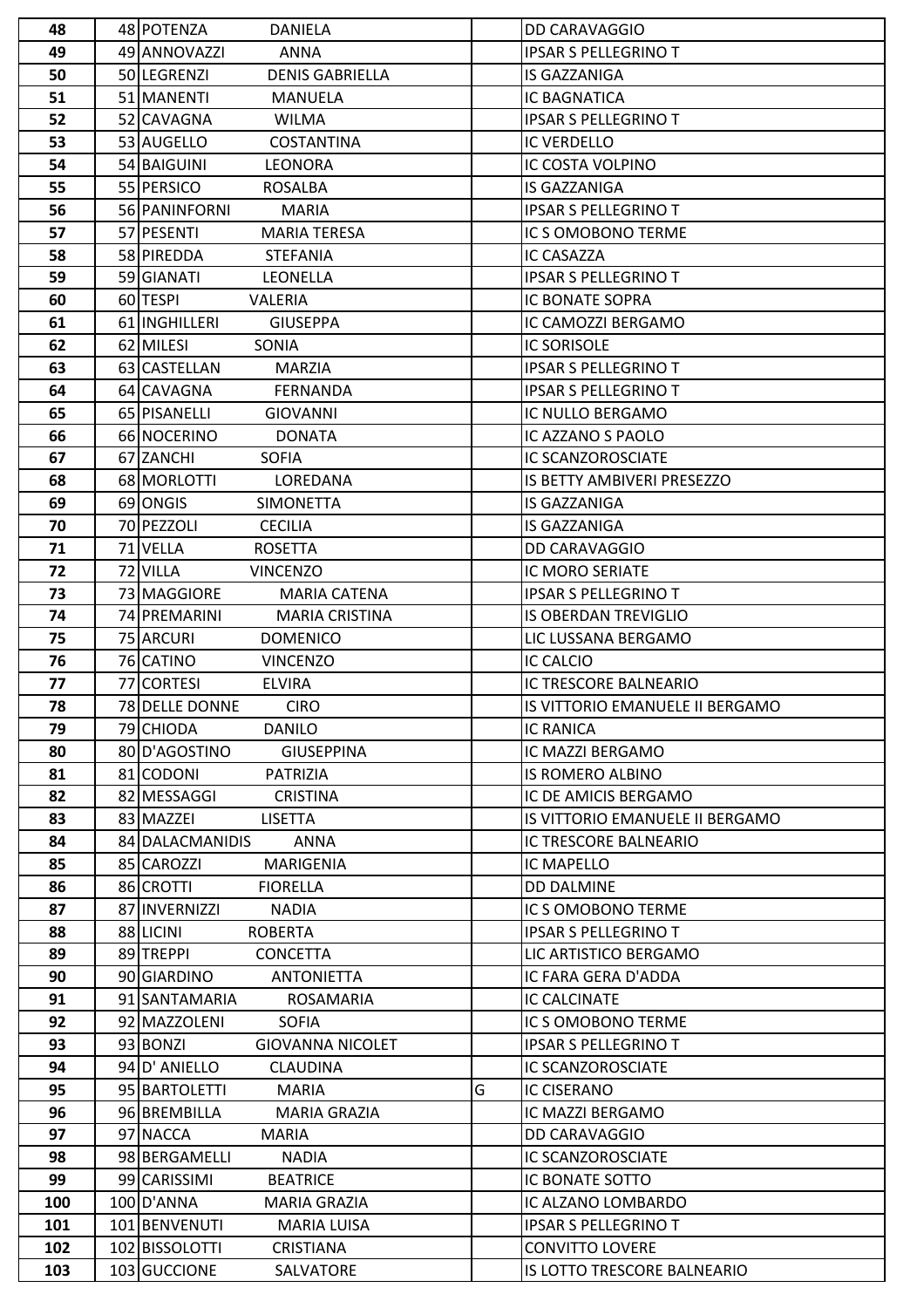| | | | | |
|---|---|---|---|---|
| 48 | 48 | POTENZA DANIELA | | DD CARAVAGGIO |
| 49 | 49 | ANNOVAZZI ANNA | | IPSAR S PELLEGRINO T |
| 50 | 50 | LEGRENZI DENIS GABRIELLA | | IS GAZZANIGA |
| 51 | 51 | MANENTI MANUELA | | IC BAGNATICA |
| 52 | 52 | CAVAGNA WILMA | | IPSAR S PELLEGRINO T |
| 53 | 53 | AUGELLO COSTANTINA | | IC VERDELLO |
| 54 | 54 | BAIGUINI LEONORA | | IC COSTA VOLPINO |
| 55 | 55 | PERSICO ROSALBA | | IS GAZZANIGA |
| 56 | 56 | PANINFORNI MARIA | | IPSAR S PELLEGRINO T |
| 57 | 57 | PESENTI MARIA TERESA | | IC S OMOBONO TERME |
| 58 | 58 | PIREDDA STEFANIA | | IC CASAZZA |
| 59 | 59 | GIANATI LEONELLA | | IPSAR S PELLEGRINO T |
| 60 | 60 | TESPI VALERIA | | IC BONATE SOPRA |
| 61 | 61 | INGHILLERI GIUSEPPA | | IC CAMOZZI BERGAMO |
| 62 | 62 | MILESI SONIA | | IC SORISOLE |
| 63 | 63 | CASTELLAN MARZIA | | IPSAR S PELLEGRINO T |
| 64 | 64 | CAVAGNA FERNANDA | | IPSAR S PELLEGRINO T |
| 65 | 65 | PISANELLI GIOVANNI | | IC NULLO BERGAMO |
| 66 | 66 | NOCERINO DONATA | | IC AZZANO S PAOLO |
| 67 | 67 | ZANCHI SOFIA | | IC SCANZOROSCIATE |
| 68 | 68 | MORLOTTI LOREDANA | | IS BETTY AMBIVERI PRESEZZO |
| 69 | 69 | ONGIS SIMONETTA | | IS GAZZANIGA |
| 70 | 70 | PEZZOLI CECILIA | | IS GAZZANIGA |
| 71 | 71 | VELLA ROSETTA | | DD CARAVAGGIO |
| 72 | 72 | VILLA VINCENZO | | IC MORO SERIATE |
| 73 | 73 | MAGGIORE MARIA CATENA | | IPSAR S PELLEGRINO T |
| 74 | 74 | PREMARINI MARIA CRISTINA | | IS OBERDAN TREVIGLIO |
| 75 | 75 | ARCURI DOMENICO | | LIC LUSSANA BERGAMO |
| 76 | 76 | CATINO VINCENZO | | IC CALCIO |
| 77 | 77 | CORTESI ELVIRA | | IC TRESCORE BALNEARIO |
| 78 | 78 | DELLE DONNE CIRO | | IS VITTORIO EMANUELE II BERGAMO |
| 79 | 79 | CHIODA DANILO | | IC RANICA |
| 80 | 80 | D'AGOSTINO GIUSEPPINA | | IC MAZZI BERGAMO |
| 81 | 81 | CODONI PATRIZIA | | IS ROMERO ALBINO |
| 82 | 82 | MESSAGGI CRISTINA | | IC DE AMICIS BERGAMO |
| 83 | 83 | MAZZEI LISETTA | | IS VITTORIO EMANUELE II BERGAMO |
| 84 | 84 | DALACMANIDIS ANNA | | IC TRESCORE BALNEARIO |
| 85 | 85 | CAROZZI MARIGENIA | | IC MAPELLO |
| 86 | 86 | CROTTI FIORELLA | | DD DALMINE |
| 87 | 87 | INVERNIZZI NADIA | | IC S OMOBONO TERME |
| 88 | 88 | LICINI ROBERTA | | IPSAR S PELLEGRINO T |
| 89 | 89 | TREPPI CONCETTA | | LIC ARTISTICO BERGAMO |
| 90 | 90 | GIARDINO ANTONIETTA | | IC FARA GERA D'ADDA |
| 91 | 91 | SANTAMARIA ROSAMARIA | | IC CALCINATE |
| 92 | 92 | MAZZOLENI SOFIA | | IC S OMOBONO TERME |
| 93 | 93 | BONZI GIOVANNA NICOLET | | IPSAR S PELLEGRINO T |
| 94 | 94 | D' ANIELLO CLAUDINA | | IC SCANZOROSCIATE |
| 95 | 95 | BARTOLETTI MARIA | G | IC CISERANO |
| 96 | 96 | BREMBILLA MARIA GRAZIA | | IC MAZZI BERGAMO |
| 97 | 97 | NACCA MARIA | | DD CARAVAGGIO |
| 98 | 98 | BERGAMELLI NADIA | | IC SCANZOROSCIATE |
| 99 | 99 | CARISSIMI BEATRICE | | IC BONATE SOTTO |
| 100 | 100 | D'ANNA MARIA GRAZIA | | IC ALZANO LOMBARDO |
| 101 | 101 | BENVENUTI MARIA LUISA | | IPSAR S PELLEGRINO T |
| 102 | 102 | BISSOLOTTI CRISTIANA | | CONVITTO LOVERE |
| 103 | 103 | GUCCIONE SALVATORE | | IS LOTTO TRESCORE BALNEARIO |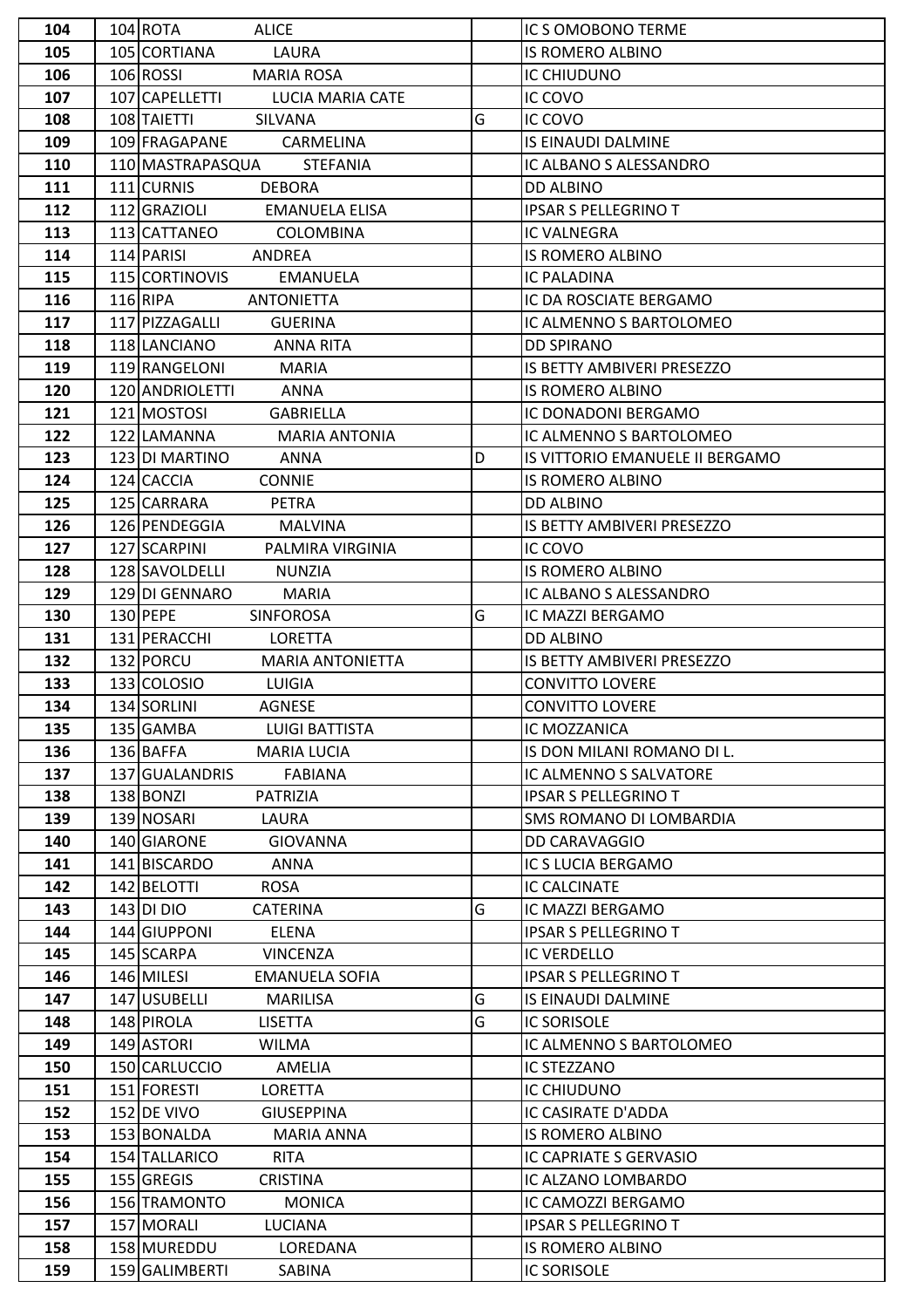| 104 | 104 | ROTA | ALICE | | IC S OMOBONO TERME |
|---|---|---|---|---|---|
| 105 | 105 | CORTIANA | LAURA | | IS ROMERO ALBINO |
| 106 | 106 | ROSSI | MARIA ROSA | | IC CHIUDUNO |
| 107 | 107 | CAPELLETTI | LUCIA MARIA CATE | | IC COVO |
| 108 | 108 | TAIETTI | SILVANA | G | IC COVO |
| 109 | 109 | FRAGAPANE | CARMELINA | | IS EINAUDI DALMINE |
| 110 | 110 | MASTRAPASQUA | STEFANIA | | IC ALBANO S ALESSANDRO |
| 111 | 111 | CURNIS | DEBORA | | DD ALBINO |
| 112 | 112 | GRAZIOLI | EMANUELA ELISA | | IPSAR S PELLEGRINO T |
| 113 | 113 | CATTANEO | COLOMBINA | | IC VALNEGRA |
| 114 | 114 | PARISI | ANDREA | | IS ROMERO ALBINO |
| 115 | 115 | CORTINOVIS | EMANUELA | | IC PALADINA |
| 116 | 116 | RIPA | ANTONIETTA | | IC DA ROSCIATE BERGAMO |
| 117 | 117 | PIZZAGALLI | GUERINA | | IC ALMENNO S BARTOLOMEO |
| 118 | 118 | LANCIANO | ANNA RITA | | DD SPIRANO |
| 119 | 119 | RANGELONI | MARIA | | IS BETTY AMBIVERI PRESEZZO |
| 120 | 120 | ANDRIOLETTI | ANNA | | IS ROMERO ALBINO |
| 121 | 121 | MOSTOSI | GABRIELLA | | IC DONADONI BERGAMO |
| 122 | 122 | LAMANNA | MARIA ANTONIA | | IC ALMENNO S BARTOLOMEO |
| 123 | 123 | DI MARTINO | ANNA | D | IS VITTORIO EMANUELE II BERGAMO |
| 124 | 124 | CACCIA | CONNIE | | IS ROMERO ALBINO |
| 125 | 125 | CARRARA | PETRA | | DD ALBINO |
| 126 | 126 | PENDEGGIA | MALVINA | | IS BETTY AMBIVERI PRESEZZO |
| 127 | 127 | SCARPINI | PALMIRA VIRGINIA | | IC COVO |
| 128 | 128 | SAVOLDELLI | NUNZIA | | IS ROMERO ALBINO |
| 129 | 129 | DI GENNARO | MARIA | | IC ALBANO S ALESSANDRO |
| 130 | 130 | PEPE | SINFOROSA | G | IC MAZZI BERGAMO |
| 131 | 131 | PERACCHI | LORETTA | | DD ALBINO |
| 132 | 132 | PORCU | MARIA ANTONIETTA | | IS BETTY AMBIVERI PRESEZZO |
| 133 | 133 | COLOSIO | LUIGIA | | CONVITTO LOVERE |
| 134 | 134 | SORLINI | AGNESE | | CONVITTO LOVERE |
| 135 | 135 | GAMBA | LUIGI BATTISTA | | IC MOZZANICA |
| 136 | 136 | BAFFA | MARIA LUCIA | | IS DON MILANI ROMANO DI L. |
| 137 | 137 | GUALANDRIS | FABIANA | | IC ALMENNO S SALVATORE |
| 138 | 138 | BONZI | PATRIZIA | | IPSAR S PELLEGRINO T |
| 139 | 139 | NOSARI | LAURA | | SMS ROMANO DI LOMBARDIA |
| 140 | 140 | GIARONE | GIOVANNA | | DD CARAVAGGIO |
| 141 | 141 | BISCARDO | ANNA | | IC S LUCIA BERGAMO |
| 142 | 142 | BELOTTI | ROSA | | IC CALCINATE |
| 143 | 143 | DI DIO | CATERINA | G | IC MAZZI BERGAMO |
| 144 | 144 | GIUPPONI | ELENA | | IPSAR S PELLEGRINO T |
| 145 | 145 | SCARPA | VINCENZA | | IC VERDELLO |
| 146 | 146 | MILESI | EMANUELA SOFIA | | IPSAR S PELLEGRINO T |
| 147 | 147 | USUBELLI | MARILISA | G | IS EINAUDI DALMINE |
| 148 | 148 | PIROLA | LISETTA | G | IC SORISOLE |
| 149 | 149 | ASTORI | WILMA | | IC ALMENNO S BARTOLOMEO |
| 150 | 150 | CARLUCCIO | AMELIA | | IC STEZZANO |
| 151 | 151 | FORESTI | LORETTA | | IC CHIUDUNO |
| 152 | 152 | DE VIVO | GIUSEPPINA | | IC CASIRATE D'ADDA |
| 153 | 153 | BONALDA | MARIA ANNA | | IS ROMERO ALBINO |
| 154 | 154 | TALLARICO | RITA | | IC CAPRIATE S GERVASIO |
| 155 | 155 | GREGIS | CRISTINA | | IC ALZANO LOMBARDO |
| 156 | 156 | TRAMONTO | MONICA | | IC CAMOZZI BERGAMO |
| 157 | 157 | MORALI | LUCIANA | | IPSAR S PELLEGRINO T |
| 158 | 158 | MUREDDU | LOREDANA | | IS ROMERO ALBINO |
| 159 | 159 | GALIMBERTI | SABINA | | IC SORISOLE |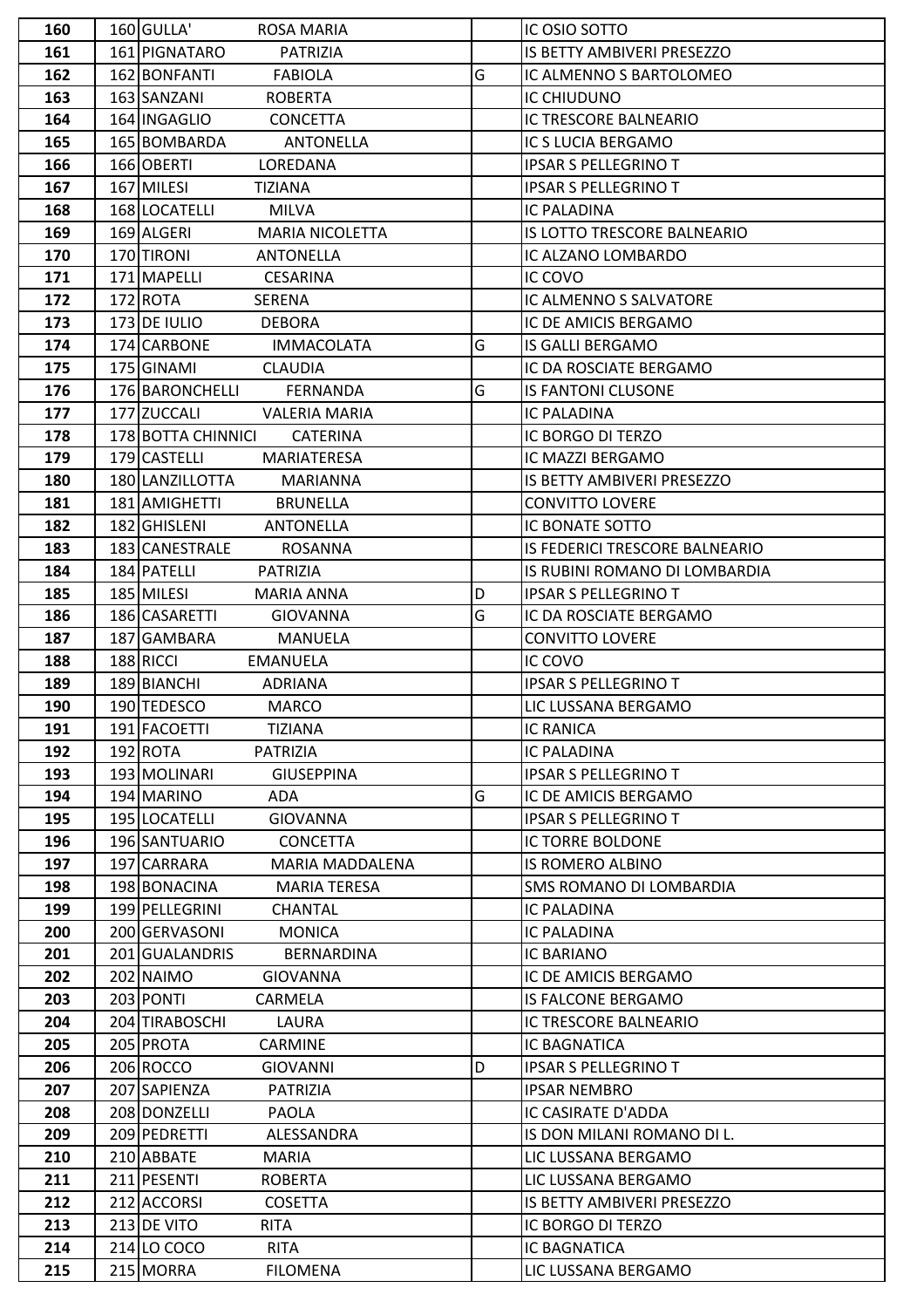| | | | | |
|---|---|---|---|---|
| 160 | 160 | GULLA' ROSA MARIA | | IC OSIO SOTTO |
| 161 | 161 | PIGNATARO PATRIZIA | | IS BETTY AMBIVERI PRESEZZO |
| 162 | 162 | BONFANTI FABIOLA | G | IC ALMENNO S BARTOLOMEO |
| 163 | 163 | SANZANI ROBERTA | | IC CHIUDUNO |
| 164 | 164 | INGAGLIO CONCETTA | | IC TRESCORE BALNEARIO |
| 165 | 165 | BOMBARDA ANTONELLA | | IC S LUCIA BERGAMO |
| 166 | 166 | OBERTI LOREDANA | | IPSAR S PELLEGRINO T |
| 167 | 167 | MILESI TIZIANA | | IPSAR S PELLEGRINO T |
| 168 | 168 | LOCATELLI MILVA | | IC PALADINA |
| 169 | 169 | ALGERI MARIA NICOLETTA | | IS LOTTO TRESCORE BALNEARIO |
| 170 | 170 | TIRONI ANTONELLA | | IC ALZANO LOMBARDO |
| 171 | 171 | MAPELLI CESARINA | | IC COVO |
| 172 | 172 | ROTA SERENA | | IC ALMENNO S SALVATORE |
| 173 | 173 | DE IULIO DEBORA | | IC DE AMICIS BERGAMO |
| 174 | 174 | CARBONE IMMACOLATA | G | IS GALLI BERGAMO |
| 175 | 175 | GINAMI CLAUDIA | | IC DA ROSCIATE BERGAMO |
| 176 | 176 | BARONCHELLI FERNANDA | G | IS FANTONI CLUSONE |
| 177 | 177 | ZUCCALI VALERIA MARIA | | IC PALADINA |
| 178 | 178 | BOTTA CHINNICI CATERINA | | IC BORGO DI TERZO |
| 179 | 179 | CASTELLI MARIATERESA | | IC MAZZI BERGAMO |
| 180 | 180 | LANZILLOTTA MARIANNA | | IS BETTY AMBIVERI PRESEZZO |
| 181 | 181 | AMIGHETTI BRUNELLA | | CONVITTO LOVERE |
| 182 | 182 | GHISLENI ANTONELLA | | IC BONATE SOTTO |
| 183 | 183 | CANESTRALE ROSANNA | | IS FEDERICI TRESCORE BALNEARIO |
| 184 | 184 | PATELLI PATRIZIA | | IS RUBINI ROMANO DI LOMBARDIA |
| 185 | 185 | MILESI MARIA ANNA | D | IPSAR S PELLEGRINO T |
| 186 | 186 | CASARETTI GIOVANNA | G | IC DA ROSCIATE BERGAMO |
| 187 | 187 | GAMBARA MANUELA | | CONVITTO LOVERE |
| 188 | 188 | RICCI EMANUELA | | IC COVO |
| 189 | 189 | BIANCHI ADRIANA | | IPSAR S PELLEGRINO T |
| 190 | 190 | TEDESCO MARCO | | LIC LUSSANA BERGAMO |
| 191 | 191 | FACOETTI TIZIANA | | IC RANICA |
| 192 | 192 | ROTA PATRIZIA | | IC PALADINA |
| 193 | 193 | MOLINARI GIUSEPPINA | | IPSAR S PELLEGRINO T |
| 194 | 194 | MARINO ADA | G | IC DE AMICIS BERGAMO |
| 195 | 195 | LOCATELLI GIOVANNA | | IPSAR S PELLEGRINO T |
| 196 | 196 | SANTUARIO CONCETTA | | IC TORRE BOLDONE |
| 197 | 197 | CARRARA MARIA MADDALENA | | IS ROMERO ALBINO |
| 198 | 198 | BONACINA MARIA TERESA | | SMS ROMANO DI LOMBARDIA |
| 199 | 199 | PELLEGRINI CHANTAL | | IC PALADINA |
| 200 | 200 | GERVASONI MONICA | | IC PALADINA |
| 201 | 201 | GUALANDRIS BERNARDINA | | IC BARIANO |
| 202 | 202 | NAIMO GIOVANNA | | IC DE AMICIS BERGAMO |
| 203 | 203 | PONTI CARMELA | | IS FALCONE BERGAMO |
| 204 | 204 | TIRABOSCHI LAURA | | IC TRESCORE BALNEARIO |
| 205 | 205 | PROTA CARMINE | | IC BAGNATICA |
| 206 | 206 | ROCCO GIOVANNI | D | IPSAR S PELLEGRINO T |
| 207 | 207 | SAPIENZA PATRIZIA | | IPSAR NEMBRO |
| 208 | 208 | DONZELLI PAOLA | | IC CASIRATE D'ADDA |
| 209 | 209 | PEDRETTI ALESSANDRA | | IS DON MILANI ROMANO DI L. |
| 210 | 210 | ABBATE MARIA | | LIC LUSSANA BERGAMO |
| 211 | 211 | PESENTI ROBERTA | | LIC LUSSANA BERGAMO |
| 212 | 212 | ACCORSI COSETTA | | IS BETTY AMBIVERI PRESEZZO |
| 213 | 213 | DE VITO RITA | | IC BORGO DI TERZO |
| 214 | 214 | LO COCO RITA | | IC BAGNATICA |
| 215 | 215 | MORRA FILOMENA | | LIC LUSSANA BERGAMO |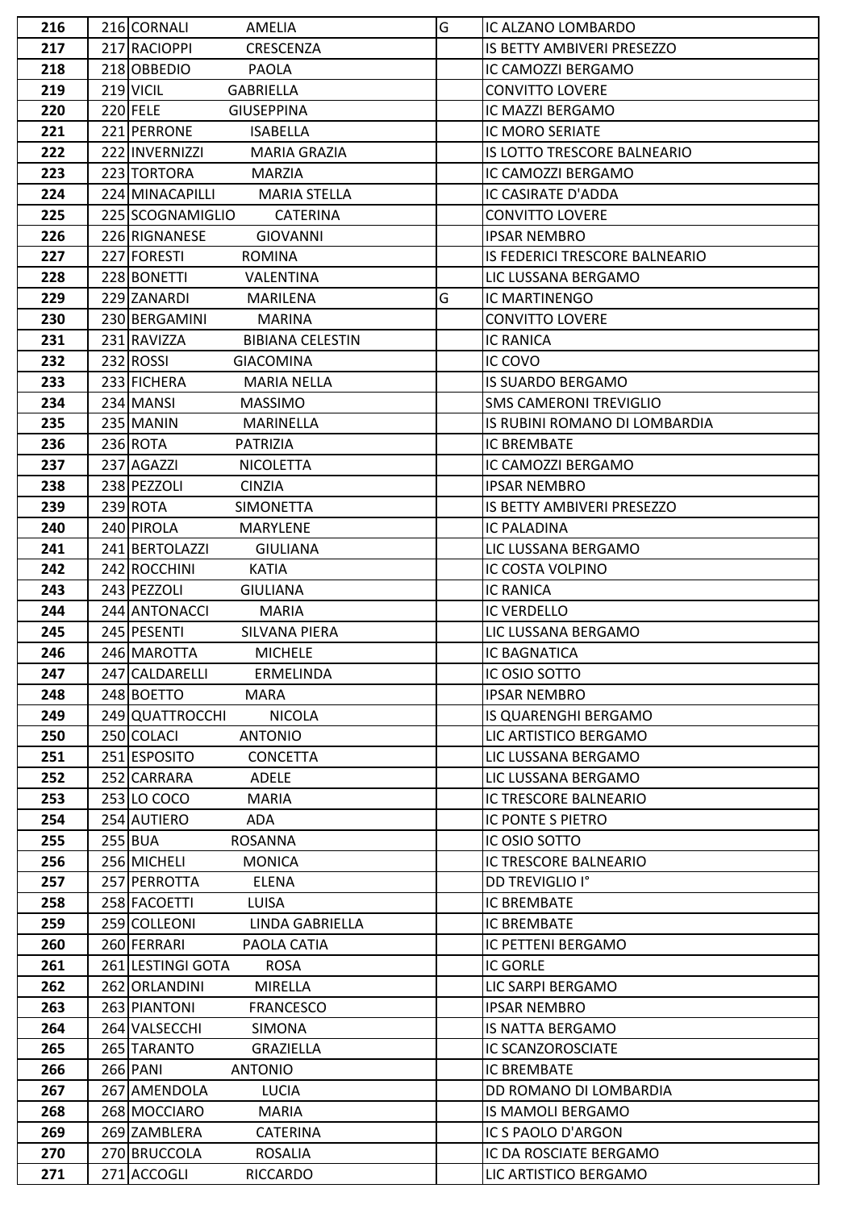| | | | | |
|---|---|---|---|---|
| 216 | 216 CORNALI | AMELIA | G | IC ALZANO LOMBARDO |
| 217 | 217 RACIOPPI | CRESCENZA | | IS BETTY AMBIVERI PRESEZZO |
| 218 | 218 OBBEDIO | PAOLA | | IC CAMOZZI BERGAMO |
| 219 | 219 VICIL | GABRIELLA | | CONVITTO LOVERE |
| 220 | 220 FELE | GIUSEPPINA | | IC MAZZI BERGAMO |
| 221 | 221 PERRONE | ISABELLA | | IC MORO SERIATE |
| 222 | 222 INVERNIZZI | MARIA GRAZIA | | IS LOTTO TRESCORE BALNEARIO |
| 223 | 223 TORTORA | MARZIA | | IC CAMOZZI BERGAMO |
| 224 | 224 MINACAPILLI | MARIA STELLA | | IC CASIRATE D'ADDA |
| 225 | 225 SCOGNAMIGLIO | CATERINA | | CONVITTO LOVERE |
| 226 | 226 RIGNANESE | GIOVANNI | | IPSAR NEMBRO |
| 227 | 227 FORESTI | ROMINA | | IS FEDERICI TRESCORE BALNEARIO |
| 228 | 228 BONETTI | VALENTINA | | LIC LUSSANA BERGAMO |
| 229 | 229 ZANARDI | MARILENA | G | IC MARTINENGO |
| 230 | 230 BERGAMINI | MARINA | | CONVITTO LOVERE |
| 231 | 231 RAVIZZA | BIBIANA CELESTIN | | IC RANICA |
| 232 | 232 ROSSI | GIACOMINA | | IC COVO |
| 233 | 233 FICHERA | MARIA NELLA | | IS SUARDO BERGAMO |
| 234 | 234 MANSI | MASSIMO | | SMS CAMERONI TREVIGLIO |
| 235 | 235 MANIN | MARINELLA | | IS RUBINI ROMANO DI LOMBARDIA |
| 236 | 236 ROTA | PATRIZIA | | IC BREMBATE |
| 237 | 237 AGAZZI | NICOLETTA | | IC CAMOZZI BERGAMO |
| 238 | 238 PEZZOLI | CINZIA | | IPSAR NEMBRO |
| 239 | 239 ROTA | SIMONETTA | | IS BETTY AMBIVERI PRESEZZO |
| 240 | 240 PIROLA | MARYLENE | | IC PALADINA |
| 241 | 241 BERTOLAZZI | GIULIANA | | LIC LUSSANA BERGAMO |
| 242 | 242 ROCCHINI | KATIA | | IC COSTA VOLPINO |
| 243 | 243 PEZZOLI | GIULIANA | | IC RANICA |
| 244 | 244 ANTONACCI | MARIA | | IC VERDELLO |
| 245 | 245 PESENTI | SILVANA PIERA | | LIC LUSSANA BERGAMO |
| 246 | 246 MAROTTA | MICHELE | | IC BAGNATICA |
| 247 | 247 CALDARELLI | ERMELINDA | | IC OSIO SOTTO |
| 248 | 248 BOETTO | MARA | | IPSAR NEMBRO |
| 249 | 249 QUATTROCCHI | NICOLA | | IS QUARENGHI BERGAMO |
| 250 | 250 COLACI | ANTONIO | | LIC ARTISTICO BERGAMO |
| 251 | 251 ESPOSITO | CONCETTA | | LIC LUSSANA BERGAMO |
| 252 | 252 CARRARA | ADELE | | LIC LUSSANA BERGAMO |
| 253 | 253 LO COCO | MARIA | | IC TRESCORE BALNEARIO |
| 254 | 254 AUTIERO | ADA | | IC PONTE S PIETRO |
| 255 | 255 BUA | ROSANNA | | IC OSIO SOTTO |
| 256 | 256 MICHELI | MONICA | | IC TRESCORE BALNEARIO |
| 257 | 257 PERROTTA | ELENA | | DD TREVIGLIO I° |
| 258 | 258 FACOETTI | LUISA | | IC BREMBATE |
| 259 | 259 COLLEONI | LINDA GABRIELLA | | IC BREMBATE |
| 260 | 260 FERRARI | PAOLA CATIA | | IC PETTENI BERGAMO |
| 261 | 261 LESTINGI GOTA | ROSA | | IC GORLE |
| 262 | 262 ORLANDINI | MIRELLA | | LIC SARPI BERGAMO |
| 263 | 263 PIANTONI | FRANCESCO | | IPSAR NEMBRO |
| 264 | 264 VALSECCHI | SIMONA | | IS NATTA BERGAMO |
| 265 | 265 TARANTO | GRAZIELLA | | IC SCANZOROSCIATE |
| 266 | 266 PANI | ANTONIO | | IC BREMBATE |
| 267 | 267 AMENDOLA | LUCIA | | DD ROMANO DI LOMBARDIA |
| 268 | 268 MOCCIARO | MARIA | | IS MAMOLI BERGAMO |
| 269 | 269 ZAMBLERA | CATERINA | | IC S PAOLO D'ARGON |
| 270 | 270 BRUCCOLA | ROSALIA | | IC DA ROSCIATE BERGAMO |
| 271 | 271 ACCOGLI | RICCARDO | | LIC ARTISTICO BERGAMO |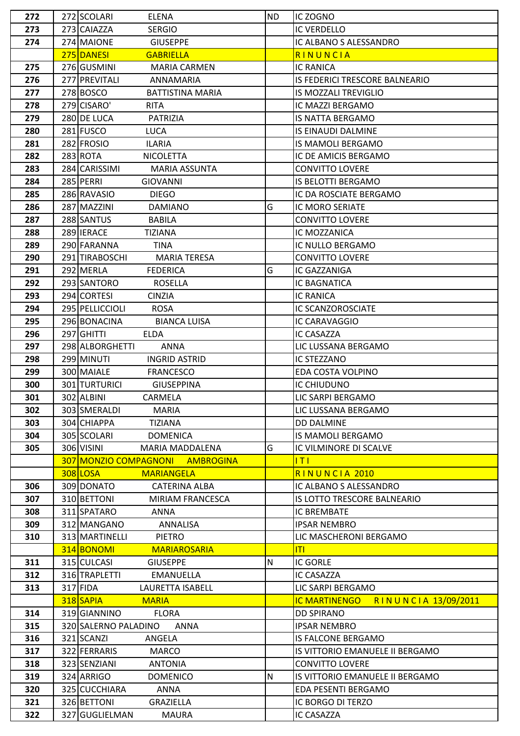| | | | | |
|---|---|---|---|---|
| 272 | 272 SCOLARI | ELENA | ND | IC ZOGNO |
| 273 | 273 CAIAZZA | SERGIO | | IC VERDELLO |
| 274 | 274 MAIONE | GIUSEPPE | | IC ALBANO S ALESSANDRO |
| | 275 DANESI | GABRIELLA | | R I N U N C I A |
| 275 | 276 GUSMINI | MARIA CARMEN | | IC RANICA |
| 276 | 277 PREVITALI | ANNAMARIA | | IS FEDERICI TRESCORE BALNEARIO |
| 277 | 278 BOSCO | BATTISTINA MARIA | | IS MOZZALI TREVIGLIO |
| 278 | 279 CISARO' | RITA | | IC MAZZI BERGAMO |
| 279 | 280 DE LUCA | PATRIZIA | | IS NATTA BERGAMO |
| 280 | 281 FUSCO | LUCA | | IS EINAUDI DALMINE |
| 281 | 282 FROSIO | ILARIA | | IS MAMOLI BERGAMO |
| 282 | 283 ROTA | NICOLETTA | | IC DE AMICIS BERGAMO |
| 283 | 284 CARISSIMI | MARIA ASSUNTA | | CONVITTO LOVERE |
| 284 | 285 PERRI | GIOVANNI | | IS BELOTTI BERGAMO |
| 285 | 286 RAVASIO | DIEGO | | IC DA ROSCIATE BERGAMO |
| 286 | 287 MAZZINI | DAMIANO | G | IC MORO SERIATE |
| 287 | 288 SANTUS | BABILA | | CONVITTO LOVERE |
| 288 | 289 IERACE | TIZIANA | | IC MOZZANICA |
| 289 | 290 FARANNA | TINA | | IC NULLO BERGAMO |
| 290 | 291 TIRABOSCHI | MARIA TERESA | | CONVITTO LOVERE |
| 291 | 292 MERLA | FEDERICA | G | IC GAZZANIGA |
| 292 | 293 SANTORO | ROSELLA | | IC BAGNATICA |
| 293 | 294 CORTESI | CINZIA | | IC RANICA |
| 294 | 295 PELLICCIOLI | ROSA | | IC SCANZOROSCIATE |
| 295 | 296 BONACINA | BIANCA LUISA | | IC CARAVAGGIO |
| 296 | 297 GHITTI | ELDA | | IC CASAZZA |
| 297 | 298 ALBORGHETTI | ANNA | | LIC LUSSANA BERGAMO |
| 298 | 299 MINUTI | INGRID ASTRID | | IC STEZZANO |
| 299 | 300 MAIALE | FRANCESCO | | EDA COSTA VOLPINO |
| 300 | 301 TURTURICI | GIUSEPPINA | | IC CHIUDUNO |
| 301 | 302 ALBINI | CARMELA | | LIC SARPI BERGAMO |
| 302 | 303 SMERALDI | MARIA | | LIC LUSSANA BERGAMO |
| 303 | 304 CHIAPPA | TIZIANA | | DD DALMINE |
| 304 | 305 SCOLARI | DOMENICA | | IS MAMOLI BERGAMO |
| 305 | 306 VISINI | MARIA MADDALENA | G | IC VILMINORE DI SCALVE |
| | 307 MONZIO COMPAGNONI | AMBROGINA | | I T I |
| | 308 LOSA | MARIANGELA | | R I N U N C I A 2010 |
| 306 | 309 DONATO | CATERINA ALBA | | IC ALBANO S ALESSANDRO |
| 307 | 310 BETTONI | MIRIAM FRANCESCA | | IS LOTTO TRESCORE BALNEARIO |
| 308 | 311 SPATARO | ANNA | | IC BREMBATE |
| 309 | 312 MANGANO | ANNALISA | | IPSAR NEMBRO |
| 310 | 313 MARTINELLI | PIETRO | | LIC MASCHERONI BERGAMO |
| | 314 BONOMI | MARIAROSARIA | | ITI |
| 311 | 315 CULCASI | GIUSEPPE | N | IC GORLE |
| 312 | 316 TRAPLETTI | EMANUELLA | | IC CASAZZA |
| 313 | 317 FIDA | LAURETTA ISABELL | | LIC SARPI BERGAMO |
| | 318 SAPIA | MARIA | | IC MARTINENGO R I N U N C I A 13/09/2011 |
| 314 | 319 GIANNINO | FLORA | | DD SPIRANO |
| 315 | 320 SALERNO PALADINO | ANNA | | IPSAR NEMBRO |
| 316 | 321 SCANZI | ANGELA | | IS FALCONE BERGAMO |
| 317 | 322 FERRARIS | MARCO | | IS VITTORIO EMANUELE II BERGAMO |
| 318 | 323 SENZIANI | ANTONIA | | CONVITTO LOVERE |
| 319 | 324 ARRIGO | DOMENICO | N | IS VITTORIO EMANUELE II BERGAMO |
| 320 | 325 CUCCHIARA | ANNA | | EDA PESENTI BERGAMO |
| 321 | 326 BETTONI | GRAZIELLA | | IC BORGO DI TERZO |
| 322 | 327 GUGLIELMAN | MAURA | | IC CASAZZA |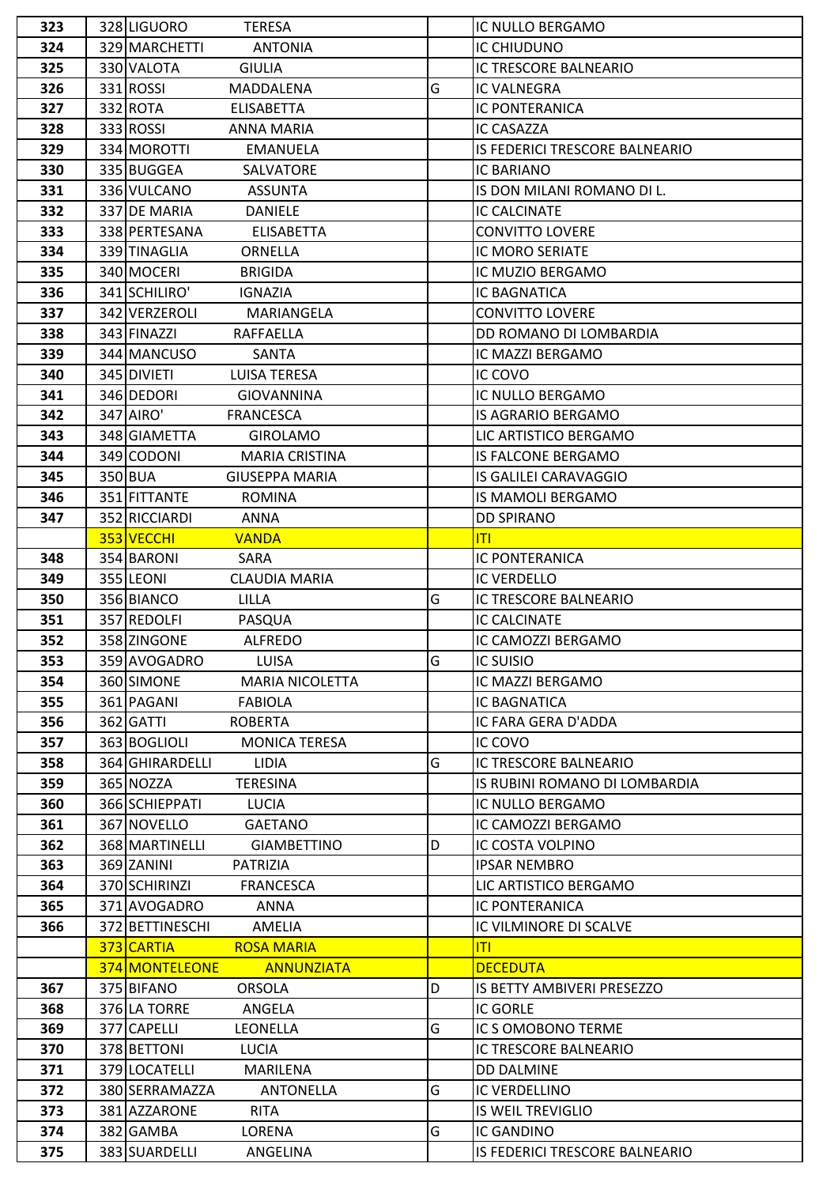| | | | | | |
|---|---|---|---|---|---|
| 323 | 328 | LIGUORO | TERESA | | IC NULLO BERGAMO |
| 324 | 329 | MARCHETTI | ANTONIA | | IC CHIUDUNO |
| 325 | 330 | VALOTA | GIULIA | | IC TRESCORE BALNEARIO |
| 326 | 331 | ROSSI | MADDALENA | G | IC VALNEGRA |
| 327 | 332 | ROTA | ELISABETTA | | IC PONTERANICA |
| 328 | 333 | ROSSI | ANNA MARIA | | IC CASAZZA |
| 329 | 334 | MOROTTI | EMANUELA | | IS FEDERICI TRESCORE BALNEARIO |
| 330 | 335 | BUGGEA | SALVATORE | | IC BARIANO |
| 331 | 336 | VULCANO | ASSUNTA | | IS DON MILANI ROMANO DI L. |
| 332 | 337 | DE MARIA | DANIELE | | IC CALCINATE |
| 333 | 338 | PERTESANA | ELISABETTA | | CONVITTO LOVERE |
| 334 | 339 | TINAGLIA | ORNELLA | | IC MORO SERIATE |
| 335 | 340 | MOCERI | BRIGIDA | | IC MUZIO BERGAMO |
| 336 | 341 | SCHILIRO' | IGNAZIA | | IC BAGNATICA |
| 337 | 342 | VERZEROLI | MARIANGELA | | CONVITTO LOVERE |
| 338 | 343 | FINAZZI | RAFFAELLA | | DD ROMANO DI LOMBARDIA |
| 339 | 344 | MANCUSO | SANTA | | IC MAZZI BERGAMO |
| 340 | 345 | DIVIETI | LUISA TERESA | | IC COVO |
| 341 | 346 | DEDORI | GIOVANNINA | | IC NULLO BERGAMO |
| 342 | 347 | AIRO' | FRANCESCA | | IS AGRARIO BERGAMO |
| 343 | 348 | GIAMETTA | GIROLAMO | | LIC ARTISTICO BERGAMO |
| 344 | 349 | CODONI | MARIA CRISTINA | | IS FALCONE BERGAMO |
| 345 | 350 | BUA | GIUSEPPA MARIA | | IS GALILEI CARAVAGGIO |
| 346 | 351 | FITTANTE | ROMINA | | IS MAMOLI BERGAMO |
| 347 | 352 | RICCIARDI | ANNA | | DD SPIRANO |
| | 353 | VECCHI | VANDA | | ITI |
| 348 | 354 | BARONI | SARA | | IC PONTERANICA |
| 349 | 355 | LEONI | CLAUDIA MARIA | | IC VERDELLO |
| 350 | 356 | BIANCO | LILLA | G | IC TRESCORE BALNEARIO |
| 351 | 357 | REDOLFI | PASQUA | | IC CALCINATE |
| 352 | 358 | ZINGONE | ALFREDO | | IC CAMOZZI BERGAMO |
| 353 | 359 | AVOGADRO | LUISA | G | IC SUISIO |
| 354 | 360 | SIMONE | MARIA NICOLETTA | | IC MAZZI BERGAMO |
| 355 | 361 | PAGANI | FABIOLA | | IC BAGNATICA |
| 356 | 362 | GATTI | ROBERTA | | IC FARA GERA D'ADDA |
| 357 | 363 | BOGLIOLI | MONICA TERESA | | IC COVO |
| 358 | 364 | GHIRARDELLI | LIDIA | G | IC TRESCORE BALNEARIO |
| 359 | 365 | NOZZA | TERESINA | | IS RUBINI ROMANO DI LOMBARDIA |
| 360 | 366 | SCHIEPPATI | LUCIA | | IC NULLO BERGAMO |
| 361 | 367 | NOVELLO | GAETANO | | IC CAMOZZI BERGAMO |
| 362 | 368 | MARTINELLI | GIAMBETTINO | D | IC COSTA VOLPINO |
| 363 | 369 | ZANINI | PATRIZIA | | IPSAR NEMBRO |
| 364 | 370 | SCHIRINZI | FRANCESCA | | LIC ARTISTICO BERGAMO |
| 365 | 371 | AVOGADRO | ANNA | | IC PONTERANICA |
| 366 | 372 | BETTINESCHI | AMELIA | | IC VILMINORE DI SCALVE |
| | 373 | CARTIA | ROSA MARIA | | ITI |
| | 374 | MONTELEONE | ANNUNZIATA | | DECEDUTA |
| 367 | 375 | BIFANO | ORSOLA | D | IS BETTY AMBIVERI PRESEZZO |
| 368 | 376 | LA TORRE | ANGELA | | IC GORLE |
| 369 | 377 | CAPELLI | LEONELLA | G | IC S OMOBONO TERME |
| 370 | 378 | BETTONI | LUCIA | | IC TRESCORE BALNEARIO |
| 371 | 379 | LOCATELLI | MARILENA | | DD DALMINE |
| 372 | 380 | SERRAMAZZA | ANTONELLA | G | IC VERDELLINO |
| 373 | 381 | AZZARONE | RITA | | IS WEIL TREVIGLIO |
| 374 | 382 | GAMBA | LORENA | G | IC GANDINO |
| 375 | 383 | SUARDELLI | ANGELINA | | IS FEDERICI TRESCORE BALNEARIO |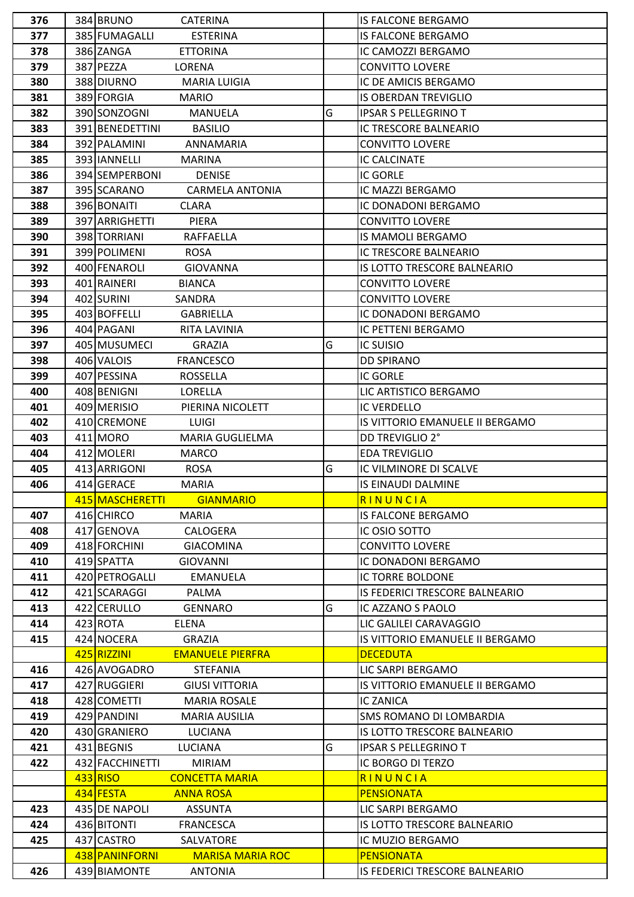| | | | | | |
|---|---|---|---|---|---|
| 376 | 384 | BRUNO | CATERINA | | IS FALCONE BERGAMO |
| 377 | 385 | FUMAGALLI | ESTERINA | | IS FALCONE BERGAMO |
| 378 | 386 | ZANGA | ETTORINA | | IC CAMOZZI BERGAMO |
| 379 | 387 | PEZZA | LORENA | | CONVITTO LOVERE |
| 380 | 388 | DIURNO | MARIA LUIGIA | | IC DE AMICIS BERGAMO |
| 381 | 389 | FORGIA | MARIO | | IS OBERDAN TREVIGLIO |
| 382 | 390 | SONZOGNI | MANUELA | G | IPSAR S PELLEGRINO T |
| 383 | 391 | BENEDETTINI | BASILIO | | IC TRESCORE BALNEARIO |
| 384 | 392 | PALAMINI | ANNAMARIA | | CONVITTO LOVERE |
| 385 | 393 | IANNELLI | MARINA | | IC CALCINATE |
| 386 | 394 | SEMPERBONI | DENISE | | IC GORLE |
| 387 | 395 | SCARANO | CARMELA ANTONIA | | IC MAZZI BERGAMO |
| 388 | 396 | BONAITI | CLARA | | IC DONADONI BERGAMO |
| 389 | 397 | ARRIGHETTI | PIERA | | CONVITTO LOVERE |
| 390 | 398 | TORRIANI | RAFFAELLA | | IS MAMOLI BERGAMO |
| 391 | 399 | POLIMENI | ROSA | | IC TRESCORE BALNEARIO |
| 392 | 400 | FENAROLI | GIOVANNA | | IS LOTTO TRESCORE BALNEARIO |
| 393 | 401 | RAINERI | BIANCA | | CONVITTO LOVERE |
| 394 | 402 | SURINI | SANDRA | | CONVITTO LOVERE |
| 395 | 403 | BOFFELLI | GABRIELLA | | IC DONADONI BERGAMO |
| 396 | 404 | PAGANI | RITA LAVINIA | | IC PETTENI BERGAMO |
| 397 | 405 | MUSUMECI | GRAZIA | G | IC SUISIO |
| 398 | 406 | VALOIS | FRANCESCO | | DD SPIRANO |
| 399 | 407 | PESSINA | ROSSELLA | | IC GORLE |
| 400 | 408 | BENIGNI | LORELLA | | LIC ARTISTICO BERGAMO |
| 401 | 409 | MERISIO | PIERINA NICOLETT | | IC VERDELLO |
| 402 | 410 | CREMONE | LUIGI | | IS VITTORIO EMANUELE II BERGAMO |
| 403 | 411 | MORO | MARIA GUGLIELMA | | DD TREVIGLIO 2° |
| 404 | 412 | MOLERI | MARCO | | EDA TREVIGLIO |
| 405 | 413 | ARRIGONI | ROSA | G | IC VILMINORE DI SCALVE |
| 406 | 414 | GERACE | MARIA | | IS EINAUDI DALMINE |
| | 415 | MASCHERETTI | GIANMARIO | | R I N U N C I A |
| 407 | 416 | CHIRCO | MARIA | | IS FALCONE BERGAMO |
| 408 | 417 | GENOVA | CALOGERA | | IC OSIO SOTTO |
| 409 | 418 | FORCHINI | GIACOMINA | | CONVITTO LOVERE |
| 410 | 419 | SPATTA | GIOVANNI | | IC DONADONI BERGAMO |
| 411 | 420 | PETROGALLI | EMANUELA | | IC TORRE BOLDONE |
| 412 | 421 | SCARAGGI | PALMA | | IS FEDERICI TRESCORE BALNEARIO |
| 413 | 422 | CERULLO | GENNARO | G | IC AZZANO S PAOLO |
| 414 | 423 | ROTA | ELENA | | LIC GALILEI CARAVAGGIO |
| 415 | 424 | NOCERA | GRAZIA | | IS VITTORIO EMANUELE II BERGAMO |
| | 425 | RIZZINI | EMANUELE PIERFRA | | DECEDUTA |
| 416 | 426 | AVOGADRO | STEFANIA | | LIC SARPI BERGAMO |
| 417 | 427 | RUGGIERI | GIUSI VITTORIA | | IS VITTORIO EMANUELE II BERGAMO |
| 418 | 428 | COMETTI | MARIA ROSALE | | IC ZANICA |
| 419 | 429 | PANDINI | MARIA AUSILIA | | SMS ROMANO DI LOMBARDIA |
| 420 | 430 | GRANIERO | LUCIANA | | IS LOTTO TRESCORE BALNEARIO |
| 421 | 431 | BEGNIS | LUCIANA | G | IPSAR S PELLEGRINO T |
| 422 | 432 | FACCHINETTI | MIRIAM | | IC BORGO DI TERZO |
| | 433 | RISO | CONCETTA MARIA | | R I N U N C I A |
| | 434 | FESTA | ANNA ROSA | | PENSIONATA |
| 423 | 435 | DE NAPOLI | ASSUNTA | | LIC SARPI BERGAMO |
| 424 | 436 | BITONTI | FRANCESCA | | IS LOTTO TRESCORE BALNEARIO |
| 425 | 437 | CASTRO | SALVATORE | | IC MUZIO BERGAMO |
| | 438 | PANINFORNI | MARISA MARIA ROC | | PENSIONATA |
| 426 | 439 | BIAMONTE | ANTONIA | | IS FEDERICI TRESCORE BALNEARIO |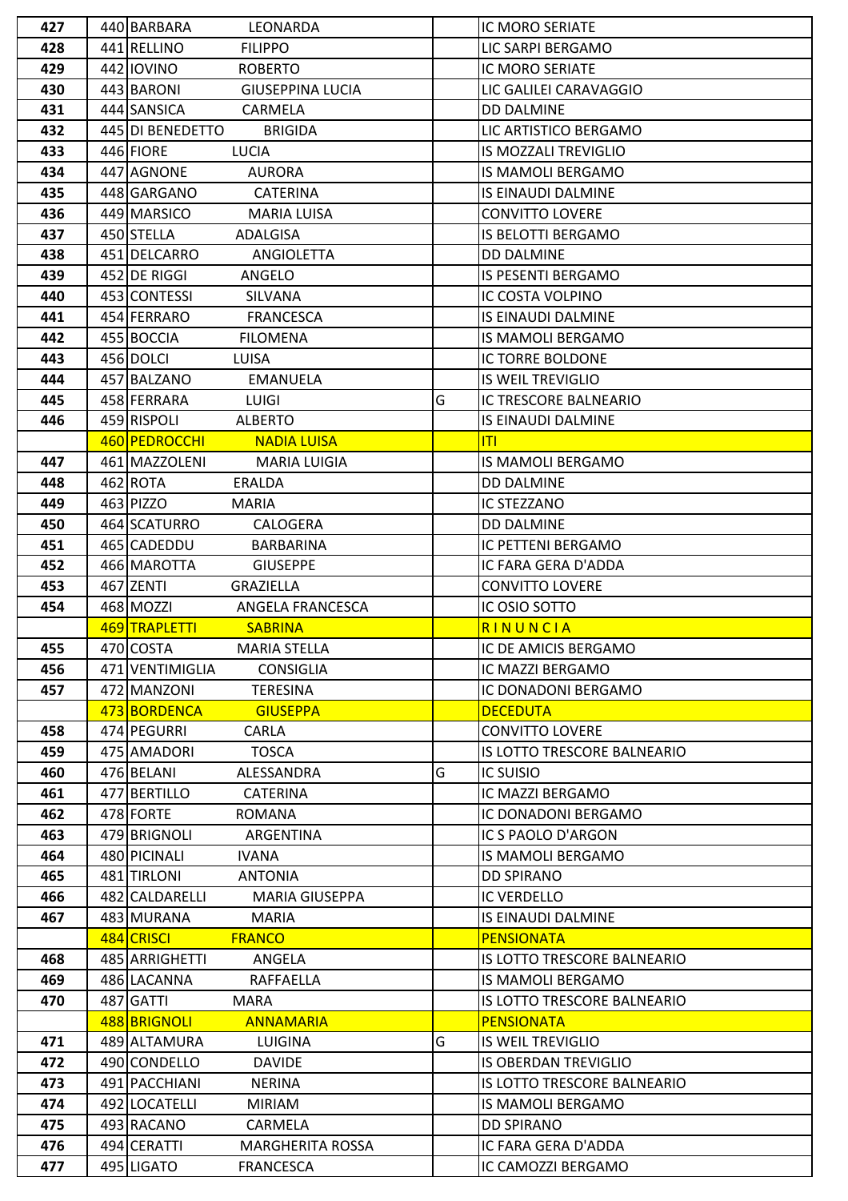| | | | | | |
|---|---|---|---|---|---|
| 427 | 440 | BARBARA | LEONARDA | | IC MORO SERIATE |
| 428 | 441 | RELLINO | FILIPPO | | LIC SARPI BERGAMO |
| 429 | 442 | IOVINO | ROBERTO | | IC MORO SERIATE |
| 430 | 443 | BARONI | GIUSEPPINA LUCIA | | LIC GALILEI CARAVAGGIO |
| 431 | 444 | SANSICA | CARMELA | | DD DALMINE |
| 432 | 445 | DI BENEDETTO | BRIGIDA | | LIC ARTISTICO BERGAMO |
| 433 | 446 | FIORE | LUCIA | | IS MOZZALI TREVIGLIO |
| 434 | 447 | AGNONE | AURORA | | IS MAMOLI BERGAMO |
| 435 | 448 | GARGANO | CATERINA | | IS EINAUDI DALMINE |
| 436 | 449 | MARSICO | MARIA LUISA | | CONVITTO LOVERE |
| 437 | 450 | STELLA | ADALGISA | | IS BELOTTI BERGAMO |
| 438 | 451 | DELCARRO | ANGIOLETTA | | DD DALMINE |
| 439 | 452 | DE RIGGI | ANGELO | | IS PESENTI BERGAMO |
| 440 | 453 | CONTESSI | SILVANA | | IC COSTA VOLPINO |
| 441 | 454 | FERRARO | FRANCESCA | | IS EINAUDI DALMINE |
| 442 | 455 | BOCCIA | FILOMENA | | IS MAMOLI BERGAMO |
| 443 | 456 | DOLCI | LUISA | | IC TORRE BOLDONE |
| 444 | 457 | BALZANO | EMANUELA | | IS WEIL TREVIGLIO |
| 445 | 458 | FERRARA | LUIGI | G | IC TRESCORE BALNEARIO |
| 446 | 459 | RISPOLI | ALBERTO | | IS EINAUDI DALMINE |
| | 460 | PEDROCCHI | NADIA LUISA | | ITI |
| 447 | 461 | MAZZOLENI | MARIA LUIGIA | | IS MAMOLI BERGAMO |
| 448 | 462 | ROTA | ERALDA | | DD DALMINE |
| 449 | 463 | PIZZO | MARIA | | IC STEZZANO |
| 450 | 464 | SCATURRO | CALOGERA | | DD DALMINE |
| 451 | 465 | CADEDDU | BARBARINA | | IC PETTENI BERGAMO |
| 452 | 466 | MAROTTA | GIUSEPPE | | IC FARA GERA D'ADDA |
| 453 | 467 | ZENTI | GRAZIELLA | | CONVITTO LOVERE |
| 454 | 468 | MOZZI | ANGELA FRANCESCA | | IC OSIO SOTTO |
| | 469 | TRAPLETTI | SABRINA | | R I N U N C I A |
| 455 | 470 | COSTA | MARIA STELLA | | IC DE AMICIS BERGAMO |
| 456 | 471 | VENTIMIGLIA | CONSIGLIA | | IC MAZZI BERGAMO |
| 457 | 472 | MANZONI | TERESINA | | IC DONADONI BERGAMO |
| | 473 | BORDENCA | GIUSEPPA | | DECEDUTA |
| 458 | 474 | PEGURRI | CARLA | | CONVITTO LOVERE |
| 459 | 475 | AMADORI | TOSCA | | IS LOTTO TRESCORE BALNEARIO |
| 460 | 476 | BELANI | ALESSANDRA | G | IC SUISIO |
| 461 | 477 | BERTILLO | CATERINA | | IC MAZZI BERGAMO |
| 462 | 478 | FORTE | ROMANA | | IC DONADONI BERGAMO |
| 463 | 479 | BRIGNOLI | ARGENTINA | | IC S PAOLO D'ARGON |
| 464 | 480 | PICINALI | IVANA | | IS MAMOLI BERGAMO |
| 465 | 481 | TIRLONI | ANTONIA | | DD SPIRANO |
| 466 | 482 | CALDARELLI | MARIA GIUSEPPA | | IC VERDELLO |
| 467 | 483 | MURANA | MARIA | | IS EINAUDI DALMINE |
| | 484 | CRISCI | FRANCO | | PENSIONATA |
| 468 | 485 | ARRIGHETTI | ANGELA | | IS LOTTO TRESCORE BALNEARIO |
| 469 | 486 | LACANNA | RAFFAELLA | | IS MAMOLI BERGAMO |
| 470 | 487 | GATTI | MARA | | IS LOTTO TRESCORE BALNEARIO |
| | 488 | BRIGNOLI | ANNAMARIA | | PENSIONATA |
| 471 | 489 | ALTAMURA | LUIGINA | G | IS WEIL TREVIGLIO |
| 472 | 490 | CONDELLO | DAVIDE | | IS OBERDAN TREVIGLIO |
| 473 | 491 | PACCHIANI | NERINA | | IS LOTTO TRESCORE BALNEARIO |
| 474 | 492 | LOCATELLI | MIRIAM | | IS MAMOLI BERGAMO |
| 475 | 493 | RACANO | CARMELA | | DD SPIRANO |
| 476 | 494 | CERATTI | MARGHERITA ROSSA | | IC FARA GERA D'ADDA |
| 477 | 495 | LIGATO | FRANCESCA | | IC CAMOZZI BERGAMO |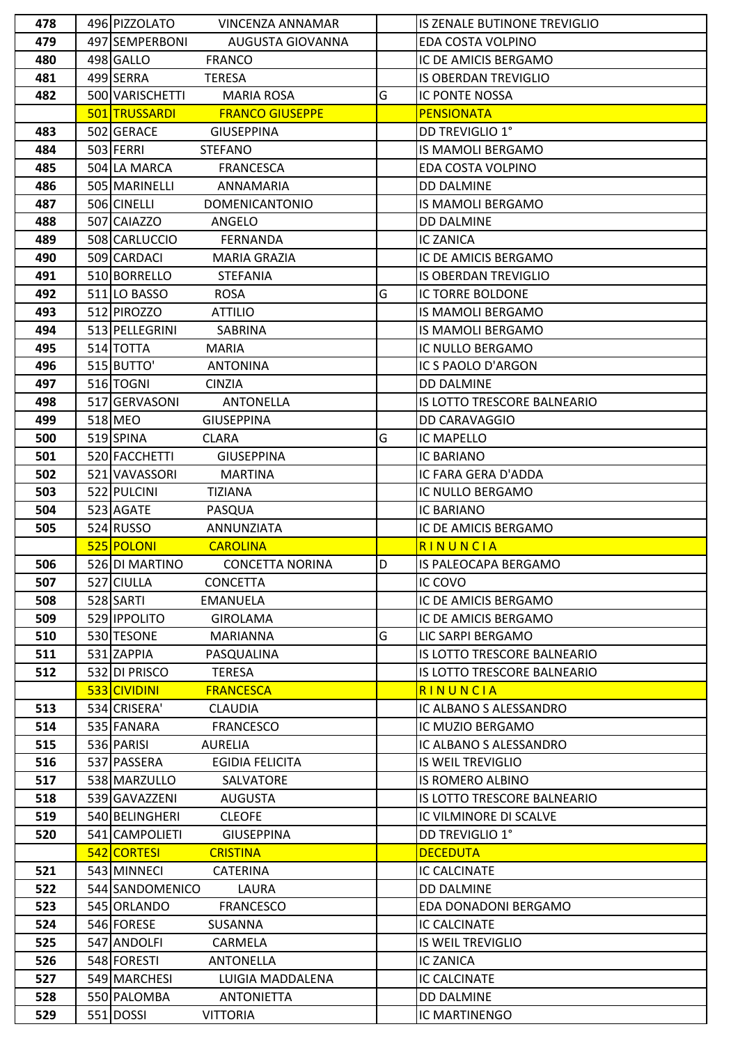| | | | | | |
|---|---|---|---|---|---|
| 478 | 496 | PIZZOLATO | VINCENZA ANNAMAR | | IS ZENALE BUTINONE TREVIGLIO |
| 479 | 497 | SEMPERBONI | AUGUSTA GIOVANNA | | EDA COSTA VOLPINO |
| 480 | 498 | GALLO | FRANCO | | IC DE AMICIS BERGAMO |
| 481 | 499 | SERRA | TERESA | | IS OBERDAN TREVIGLIO |
| 482 | 500 | VARISCHETTI | MARIA ROSA | G | IC PONTE NOSSA |
| | 501 | TRUSSARDI | FRANCO GIUSEPPE | | PENSIONATA |
| 483 | 502 | GERACE | GIUSEPPINA | | DD TREVIGLIO 1° |
| 484 | 503 | FERRI | STEFANO | | IS MAMOLI BERGAMO |
| 485 | 504 | LA MARCA | FRANCESCA | | EDA COSTA VOLPINO |
| 486 | 505 | MARINELLI | ANNAMARIA | | DD DALMINE |
| 487 | 506 | CINELLI | DOMENICANTONIO | | IS MAMOLI BERGAMO |
| 488 | 507 | CAIAZZO | ANGELO | | DD DALMINE |
| 489 | 508 | CARLUCCIO | FERNANDA | | IC ZANICA |
| 490 | 509 | CARDACI | MARIA GRAZIA | | IC DE AMICIS BERGAMO |
| 491 | 510 | BORRELLO | STEFANIA | | IS OBERDAN TREVIGLIO |
| 492 | 511 | LO BASSO | ROSA | G | IC TORRE BOLDONE |
| 493 | 512 | PIROZZO | ATTILIO | | IS MAMOLI BERGAMO |
| 494 | 513 | PELLEGRINI | SABRINA | | IS MAMOLI BERGAMO |
| 495 | 514 | TOTTA | MARIA | | IC NULLO BERGAMO |
| 496 | 515 | BUTTO' | ANTONINA | | IC S PAOLO D'ARGON |
| 497 | 516 | TOGNI | CINZIA | | DD DALMINE |
| 498 | 517 | GERVASONI | ANTONELLA | | IS LOTTO TRESCORE BALNEARIO |
| 499 | 518 | MEO | GIUSEPPINA | | DD CARAVAGGIO |
| 500 | 519 | SPINA | CLARA | G | IC MAPELLO |
| 501 | 520 | FACCHETTI | GIUSEPPINA | | IC BARIANO |
| 502 | 521 | VAVASSORI | MARTINA | | IC FARA GERA D'ADDA |
| 503 | 522 | PULCINI | TIZIANA | | IC NULLO BERGAMO |
| 504 | 523 | AGATE | PASQUA | | IC BARIANO |
| 505 | 524 | RUSSO | ANNUNZIATA | | IC DE AMICIS BERGAMO |
| | 525 | POLONI | CAROLINA | | R I N U N C I A |
| 506 | 526 | DI MARTINO | CONCETTA NORINA | D | IS PALEOCAPA BERGAMO |
| 507 | 527 | CIULLA | CONCETTA | | IC COVO |
| 508 | 528 | SARTI | EMANUELA | | IC DE AMICIS BERGAMO |
| 509 | 529 | IPPOLITO | GIROLAMA | | IC DE AMICIS BERGAMO |
| 510 | 530 | TESONE | MARIANNA | G | LIC SARPI BERGAMO |
| 511 | 531 | ZAPPIA | PASQUALINA | | IS LOTTO TRESCORE BALNEARIO |
| 512 | 532 | DI PRISCO | TERESA | | IS LOTTO TRESCORE BALNEARIO |
| | 533 | CIVIDINI | FRANCESCA | | R I N U N C I A |
| 513 | 534 | CRISERA' | CLAUDIA | | IC ALBANO S ALESSANDRO |
| 514 | 535 | FANARA | FRANCESCO | | IC MUZIO BERGAMO |
| 515 | 536 | PARISI | AURELIA | | IC ALBANO S ALESSANDRO |
| 516 | 537 | PASSERA | EGIDIA FELICITA | | IS WEIL TREVIGLIO |
| 517 | 538 | MARZULLO | SALVATORE | | IS ROMERO ALBINO |
| 518 | 539 | GAVAZZENI | AUGUSTA | | IS LOTTO TRESCORE BALNEARIO |
| 519 | 540 | BELINGHERI | CLEOFE | | IC VILMINORE DI SCALVE |
| 520 | 541 | CAMPOLIETI | GIUSEPPINA | | DD TREVIGLIO 1° |
| | 542 | CORTESI | CRISTINA | | DECEDUTA |
| 521 | 543 | MINNECI | CATERINA | | IC CALCINATE |
| 522 | 544 | SANDOMENICO | LAURA | | DD DALMINE |
| 523 | 545 | ORLANDO | FRANCESCO | | EDA DONADONI BERGAMO |
| 524 | 546 | FORESE | SUSANNA | | IC CALCINATE |
| 525 | 547 | ANDOLFI | CARMELA | | IS WEIL TREVIGLIO |
| 526 | 548 | FORESTI | ANTONELLA | | IC ZANICA |
| 527 | 549 | MARCHESI | LUIGIA MADDALENA | | IC CALCINATE |
| 528 | 550 | PALOMBA | ANTONIETTA | | DD DALMINE |
| 529 | 551 | DOSSI | VITTORIA | | IC MARTINENGO |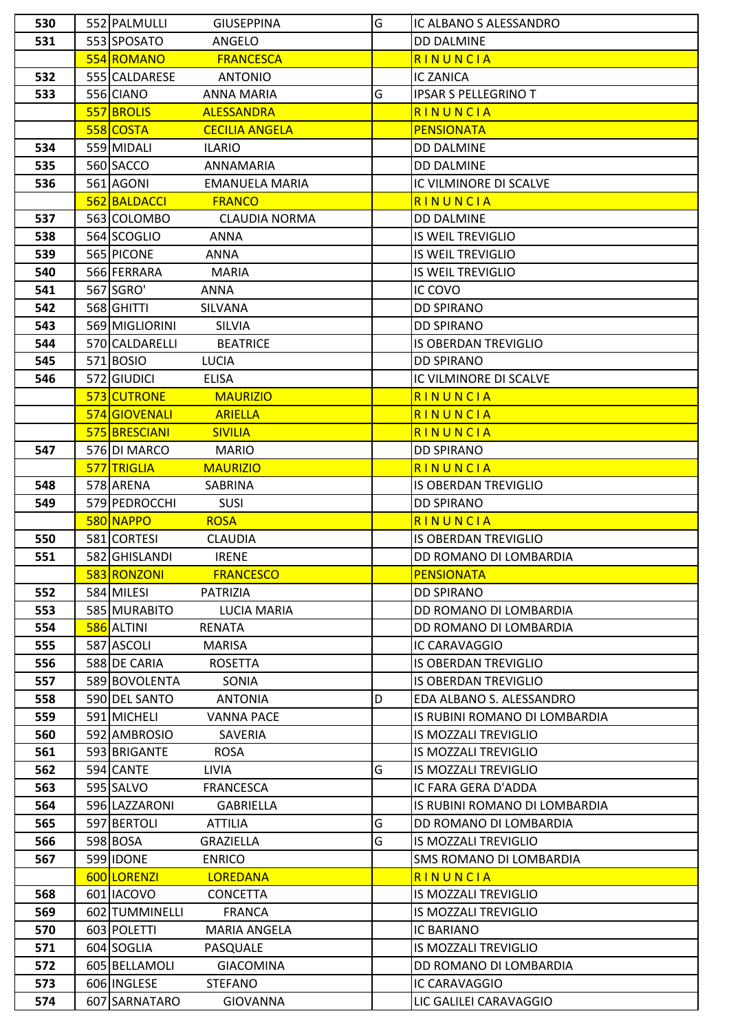| | | | | | |
|---|---|---|---|---|---|
| 530 | 552 | PALMULLI | GIUSEPPINA | G | IC ALBANO S ALESSANDRO |
| 531 | 553 | SPOSATO | ANGELO | | DD DALMINE |
| | 554 | ROMANO | FRANCESCA | | R I N U N C I A |
| 532 | 555 | CALDARESE | ANTONIO | | IC ZANICA |
| 533 | 556 | CIANO | ANNA MARIA | G | IPSAR S PELLEGRINO T |
| | 557 | BROLIS | ALESSANDRA | | R I N U N C I A |
| | 558 | COSTA | CECILIA ANGELA | | PENSIONATA |
| 534 | 559 | MIDALI | ILARIO | | DD DALMINE |
| 535 | 560 | SACCO | ANNAMARIA | | DD DALMINE |
| 536 | 561 | AGONI | EMANUELA MARIA | | IC VILMINORE DI SCALVE |
| | 562 | BALDACCI | FRANCO | | R I N U N C I A |
| 537 | 563 | COLOMBO | CLAUDIA NORMA | | DD DALMINE |
| 538 | 564 | SCOGLIO | ANNA | | IS WEIL TREVIGLIO |
| 539 | 565 | PICONE | ANNA | | IS WEIL TREVIGLIO |
| 540 | 566 | FERRARA | MARIA | | IS WEIL TREVIGLIO |
| 541 | 567 | SGRO' | ANNA | | IC COVO |
| 542 | 568 | GHITTI | SILVANA | | DD SPIRANO |
| 543 | 569 | MIGLIORINI | SILVIA | | DD SPIRANO |
| 544 | 570 | CALDARELLI | BEATRICE | | IS OBERDAN TREVIGLIO |
| 545 | 571 | BOSIO | LUCIA | | DD SPIRANO |
| 546 | 572 | GIUDICI | ELISA | | IC VILMINORE DI SCALVE |
| | 573 | CUTRONE | MAURIZIO | | R I N U N C I A |
| | 574 | GIOVENALI | ARIELLA | | R I N U N C I A |
| | 575 | BRESCIANI | SIVILIA | | R I N U N C I A |
| 547 | 576 | DI MARCO | MARIO | | DD SPIRANO |
| | 577 | TRIGLIA | MAURIZIO | | R I N U N C I A |
| 548 | 578 | ARENA | SABRINA | | IS OBERDAN TREVIGLIO |
| 549 | 579 | PEDROCCHI | SUSI | | DD SPIRANO |
| | 580 | NAPPO | ROSA | | R I N U N C I A |
| 550 | 581 | CORTESI | CLAUDIA | | IS OBERDAN TREVIGLIO |
| 551 | 582 | GHISLANDI | IRENE | | DD ROMANO DI LOMBARDIA |
| | 583 | RONZONI | FRANCESCO | | PENSIONATA |
| 552 | 584 | MILESI | PATRIZIA | | DD SPIRANO |
| 553 | 585 | MURABITO | LUCIA MARIA | | DD ROMANO DI LOMBARDIA |
| 554 | 586 | ALTINI | RENATA | | DD ROMANO DI LOMBARDIA |
| 555 | 587 | ASCOLI | MARISA | | IC CARAVAGGIO |
| 556 | 588 | DE CARIA | ROSETTA | | IS OBERDAN TREVIGLIO |
| 557 | 589 | BOVOLENTA | SONIA | | IS OBERDAN TREVIGLIO |
| 558 | 590 | DEL SANTO | ANTONIA | D | EDA ALBANO S. ALESSANDRO |
| 559 | 591 | MICHELI | VANNA PACE | | IS RUBINI ROMANO DI LOMBARDIA |
| 560 | 592 | AMBROSIO | SAVERIA | | IS MOZZALI TREVIGLIO |
| 561 | 593 | BRIGANTE | ROSA | | IS MOZZALI TREVIGLIO |
| 562 | 594 | CANTE | LIVIA | G | IS MOZZALI TREVIGLIO |
| 563 | 595 | SALVO | FRANCESCA | | IC FARA GERA D'ADDA |
| 564 | 596 | LAZZARONI | GABRIELLA | | IS RUBINI ROMANO DI LOMBARDIA |
| 565 | 597 | BERTOLI | ATTILIA | G | DD ROMANO DI LOMBARDIA |
| 566 | 598 | BOSA | GRAZIELLA | G | IS MOZZALI TREVIGLIO |
| 567 | 599 | IDONE | ENRICO | | SMS ROMANO DI LOMBARDIA |
| | 600 | LORENZI | LOREDANA | | R I N U N C I A |
| 568 | 601 | IACOVO | CONCETTA | | IS MOZZALI TREVIGLIO |
| 569 | 602 | TUMMINELLI | FRANCA | | IS MOZZALI TREVIGLIO |
| 570 | 603 | POLETTI | MARIA ANGELA | | IC BARIANO |
| 571 | 604 | SOGLIA | PASQUALE | | IS MOZZALI TREVIGLIO |
| 572 | 605 | BELLAMOLI | GIACOMINA | | DD ROMANO DI LOMBARDIA |
| 573 | 606 | INGLESE | STEFANO | | IC CARAVAGGIO |
| 574 | 607 | SARNATARO | GIOVANNA | | LIC GALILEI CARAVAGGIO |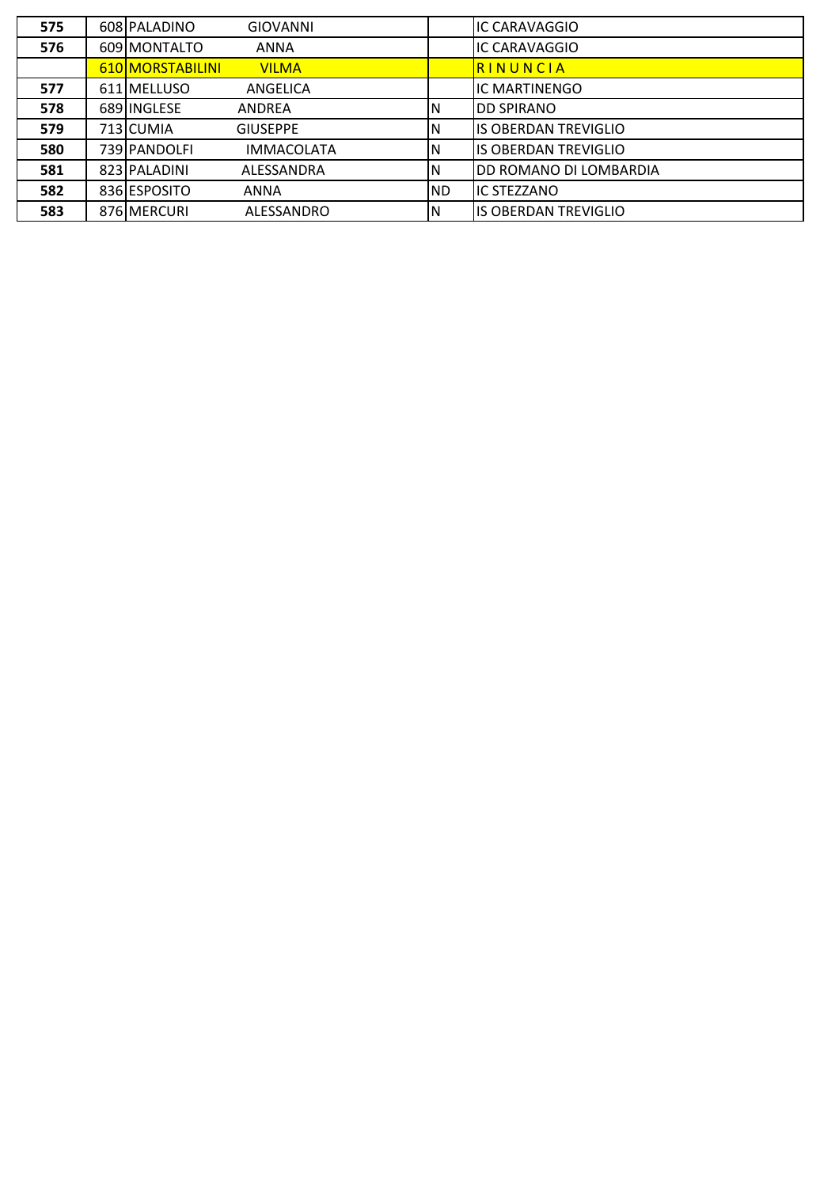| | | | | | |
|---|---|---|---|---|---|
| **575** | 608 | PALADINO | GIOVANNI | | IC CARAVAGGIO |
| **576** | 609 | MONTALTO | ANNA | | IC CARAVAGGIO |
| | 610 | MORSTABILINI | VILMA | | R I N U N C I A |
| **577** | 611 | MELLUSO | ANGELICA | | IC MARTINENGO |
| **578** | 689 | INGLESE | ANDREA | N | DD SPIRANO |
| **579** | 713 | CUMIA | GIUSEPPE | N | IS OBERDAN TREVIGLIO |
| **580** | 739 | PANDOLFI | IMMACOLATA | N | IS OBERDAN TREVIGLIO |
| **581** | 823 | PALADINI | ALESSANDRA | N | DD ROMANO DI LOMBARDIA |
| **582** | 836 | ESPOSITO | ANNA | ND | IC STEZZANO |
| **583** | 876 | MERCURI | ALESSANDRO | N | IS OBERDAN TREVIGLIO |